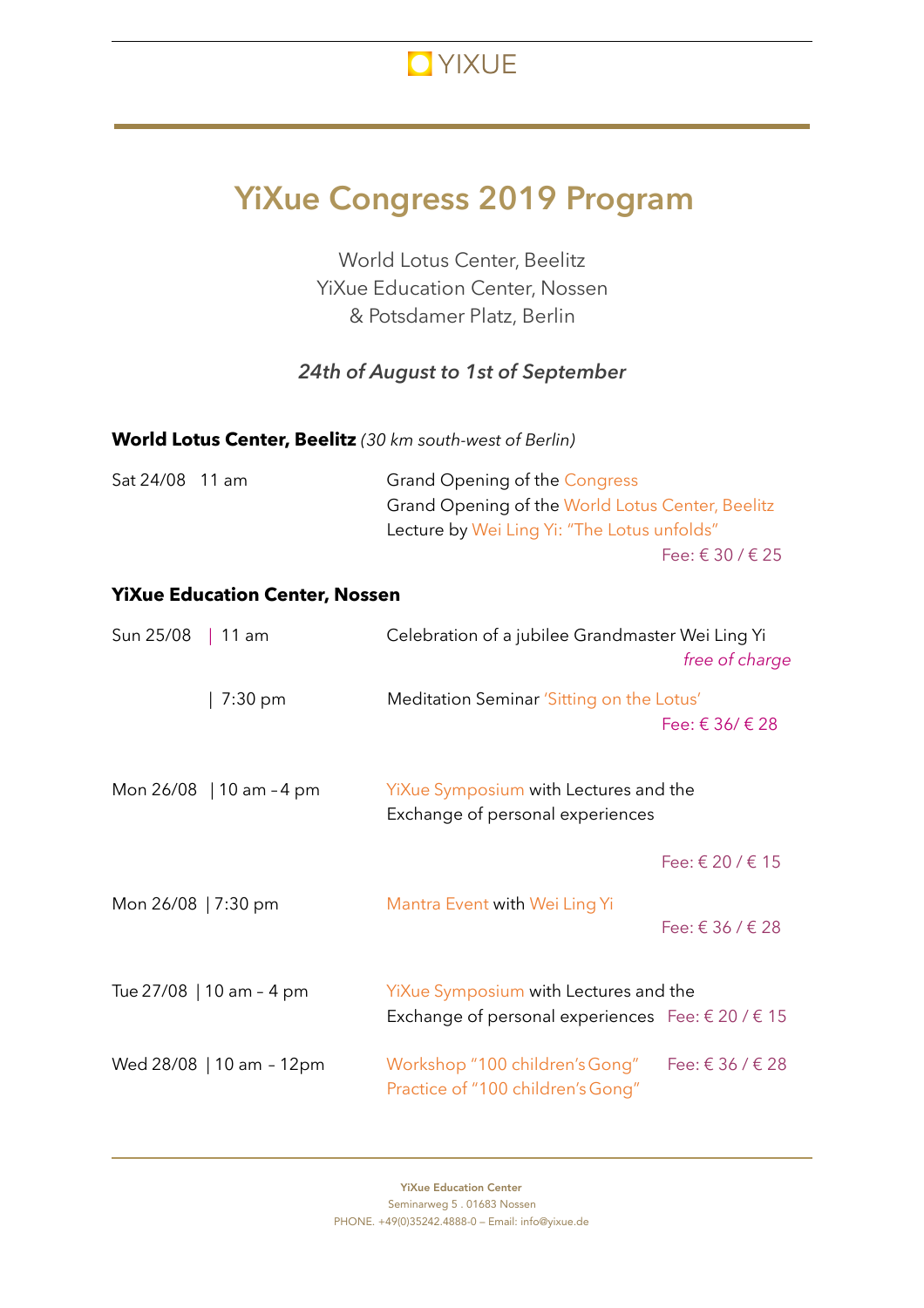YIXUE

# YiXue Congress 2019 Program

World Lotus Center, Beelitz
YiXue Education Center, Nossen
& Potsdamer Platz, Berlin

*24th of August to 1st of September*

**World Lotus Center, Beelitz** *(30 km south-west of Berlin)*

Sat 24/08 11 am

Grand Opening of the Congress
Grand Opening of the World Lotus Center, Beelitz
Lecture by Wei Ling Yi: "The Lotus unfolds"
Fee: € 30 / € 25

**YiXue Education Center, Nossen**

Sun 25/08 | 11 am

Celebration of a jubilee Grandmaster Wei Ling Yi
*free of charge*

| 7:30 pm

Meditation Seminar 'Sitting on the Lotus'
Fee: € 36/ € 28

Mon 26/08 | 10 am – 4 pm

YiXue Symposium with Lectures and the Exchange of personal experiences
Fee: € 20 / € 15

Mon 26/08 | 7:30 pm

Mantra Event with Wei Ling Yi
Fee: € 36 / € 28

Tue 27/08 | 10 am – 4 pm

YiXue Symposium with Lectures and the Exchange of personal experiences
Fee: € 20 / € 15

Wed 28/08 | 10 am – 12pm

Workshop "100 children's Gong"
Practice of "100 children's Gong"
Fee: € 36 / € 28

**YiXue Education Center**
Seminarweg 5 . 01683 Nossen
PHONE. +49(0)35242.4888-0 – Email: info@yixue.de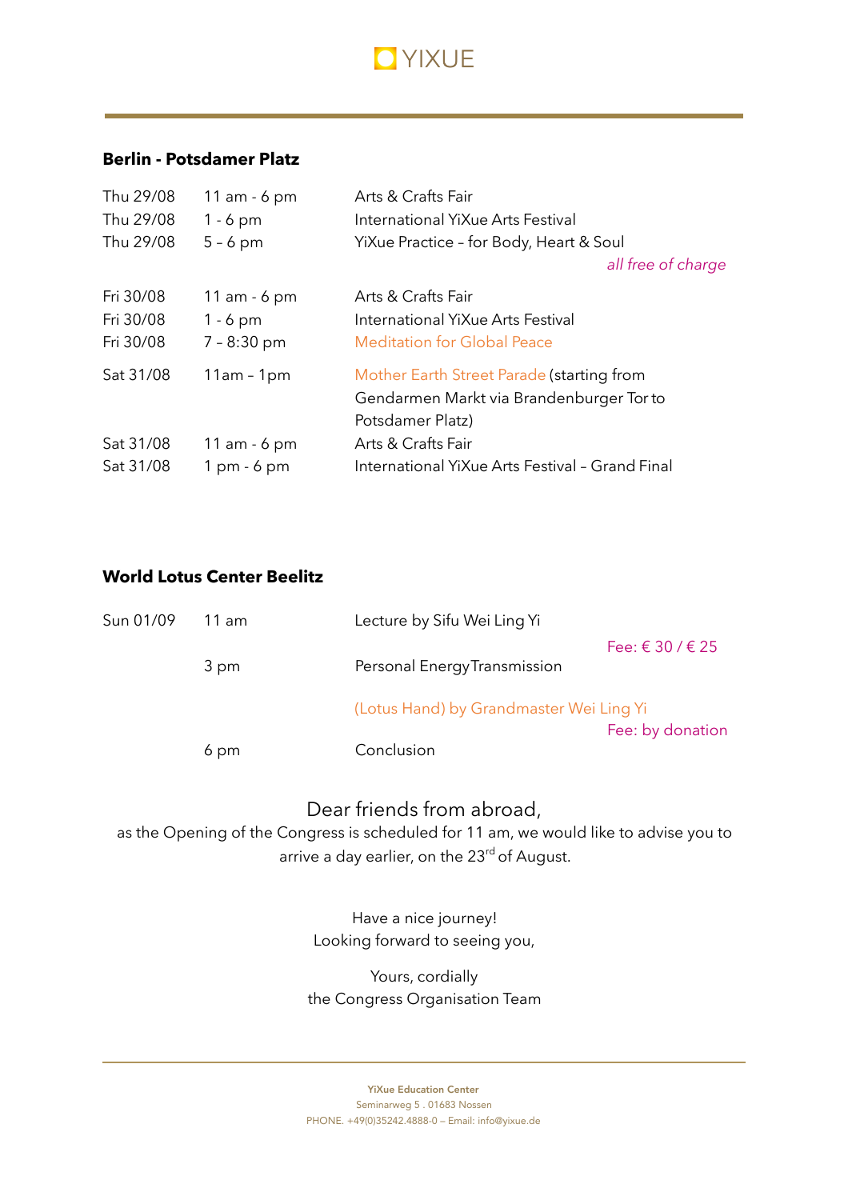YIXUE

## Berlin - Potsdamer Platz

| | | |
|---|---|---|
| Thu 29/08 | 11 am - 6 pm | Arts & Crafts Fair |
| Thu 29/08 | 1 - 6 pm | International YiXue Arts Festival |
| Thu 29/08 | 5 – 6 pm | YiXue Practice – for Body, Heart & Soul |
| | | *all free of charge* |
| Fri 30/08 | 11 am - 6 pm | Arts & Crafts Fair |
| Fri 30/08 | 1 - 6 pm | International YiXue Arts Festival |
| Fri 30/08 | 7 – 8:30 pm | Meditation for Global Peace |
| Sat 31/08 | 11am – 1pm | Mother Earth Street Parade (starting from Gendarmen Markt via Brandenburger Tor to Potsdamer Platz) |
| Sat 31/08 | 11 am - 6 pm | Arts & Crafts Fair |
| Sat 31/08 | 1 pm - 6 pm | International YiXue Arts Festival – Grand Final |

## World Lotus Center Beelitz

| | | |
|---|---|---|
| Sun 01/09 | 11 am | Lecture by Sifu Wei Ling Yi |
| | | Fee: € 30 / € 25 |
| | 3 pm | Personal Energy Transmission (Lotus Hand) by Grandmaster Wei Ling Yi |
| | | Fee: by donation |
| | 6 pm | Conclusion |

Dear friends from abroad,
as the Opening of the Congress is scheduled for 11 am, we would like to advise you to arrive a day earlier, on the 23rd of August.

Have a nice journey!
Looking forward to seeing you,

Yours, cordially
the Congress Organisation Team

**YiXue Education Center**
Seminarweg 5 . 01683 Nossen
PHONE. +49(0)35242.4888-0 – Email: info@yixue.de